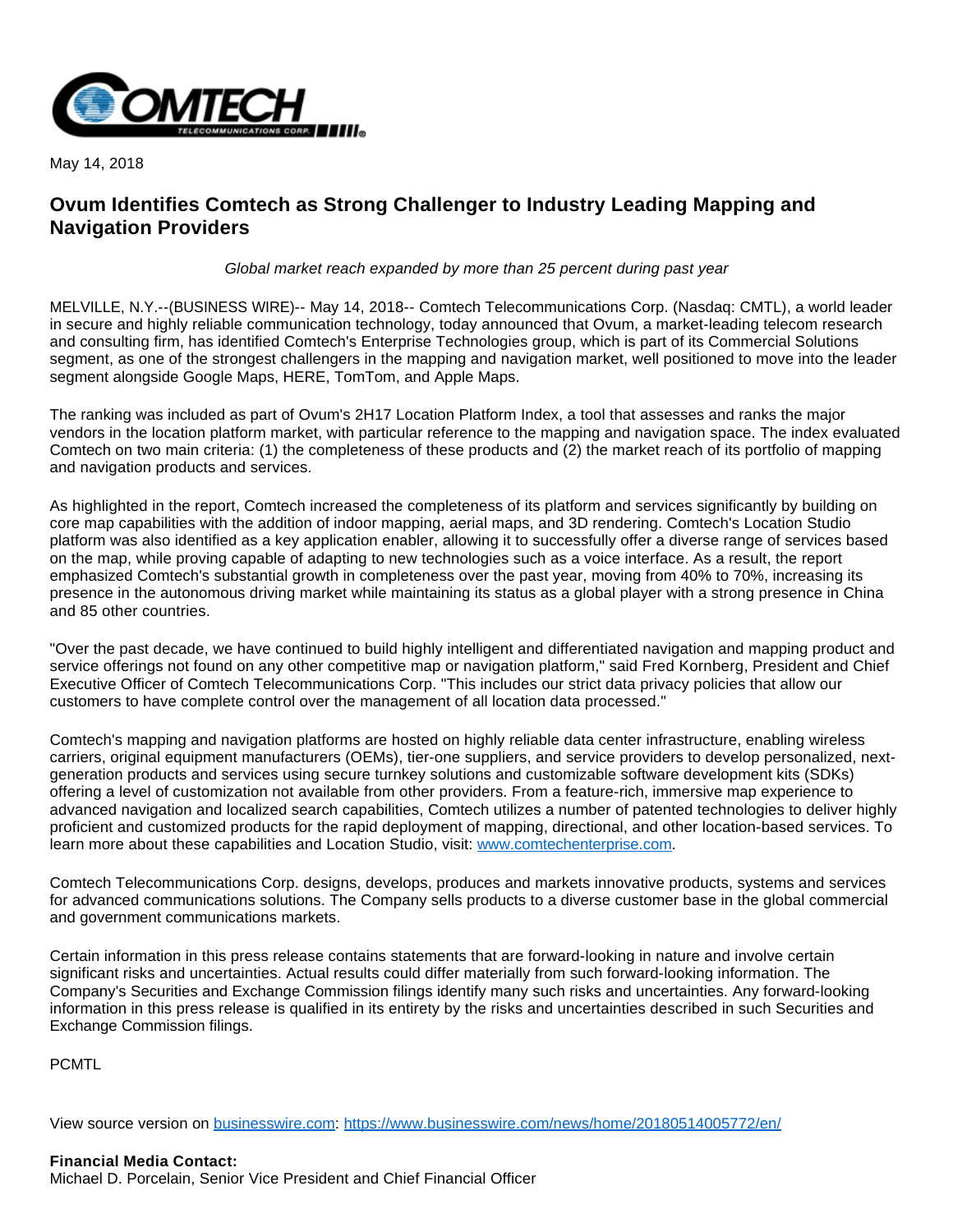May 14, 2018

# Ovum Identifies Comtech as Strong Challenger to Industry Leading Mapping and Navigation Providers

*Global market reach expanded by more than 25 percent during past year*

MELVILLE, N.Y.--(BUSINESS WIRE)-- May 14, 2018-- Comtech Telecommunications Corp. (Nasdaq: CMTL), a world leader in secure and highly reliable communication technology, today announced that Ovum, a market-leading telecom research and consulting firm, has identified Comtech's Enterprise Technologies group, which is part of its Commercial Solutions segment, as one of the strongest challengers in the mapping and navigation market, well positioned to move into the leader segment alongside Google Maps, HERE, TomTom, and Apple Maps.

The ranking was included as part of Ovum's 2H17 Location Platform Index, a tool that assesses and ranks the major vendors in the location platform market, with particular reference to the mapping and navigation space. The index evaluated Comtech on two main criteria: (1) the completeness of these products and (2) the market reach of its portfolio of mapping and navigation products and services.

As highlighted in the report, Comtech increased the completeness of its platform and services significantly by building on core map capabilities with the addition of indoor mapping, aerial maps, and 3D rendering. Comtech's Location Studio platform was also identified as a key application enabler, allowing it to successfully offer a diverse range of services based on the map, while proving capable of adapting to new technologies such as a voice interface. As a result, the report emphasized Comtech's substantial growth in completeness over the past year, moving from 40% to 70%, increasing its presence in the autonomous driving market while maintaining its status as a global player with a strong presence in China and 85 other countries.

"Over the past decade, we have continued to build highly intelligent and differentiated navigation and mapping product and service offerings not found on any other competitive map or navigation platform," said Fred Kornberg, President and Chief Executive Officer of Comtech Telecommunications Corp. "This includes our strict data privacy policies that allow our customers to have complete control over the management of all location data processed."

Comtech's mapping and navigation platforms are hosted on highly reliable data center infrastructure, enabling wireless carriers, original equipment manufacturers (OEMs), tier-one suppliers, and service providers to develop personalized, next-generation products and services using secure turnkey solutions and customizable software development kits (SDKs) offering a level of customization not available from other providers. From a feature-rich, immersive map experience to advanced navigation and localized search capabilities, Comtech utilizes a number of patented technologies to deliver highly proficient and customized products for the rapid deployment of mapping, directional, and other location-based services. To learn more about these capabilities and Location Studio, visit: [www.comtechenterprise.com](www.comtechenterprise.com).

Comtech Telecommunications Corp. designs, develops, produces and markets innovative products, systems and services for advanced communications solutions. The Company sells products to a diverse customer base in the global commercial and government communications markets.

Certain information in this press release contains statements that are forward-looking in nature and involve certain significant risks and uncertainties. Actual results could differ materially from such forward-looking information. The Company's Securities and Exchange Commission filings identify many such risks and uncertainties. Any forward-looking information in this press release is qualified in its entirety by the risks and uncertainties described in such Securities and Exchange Commission filings.

PCMTL

View source version on [businesswire.com](businesswire.com): [https://www.businesswire.com/news/home/20180514005772/en/](https://www.businesswire.com/news/home/20180514005772/en/)

**Financial Media Contact:**
Michael D. Porcelain, Senior Vice President and Chief Financial Officer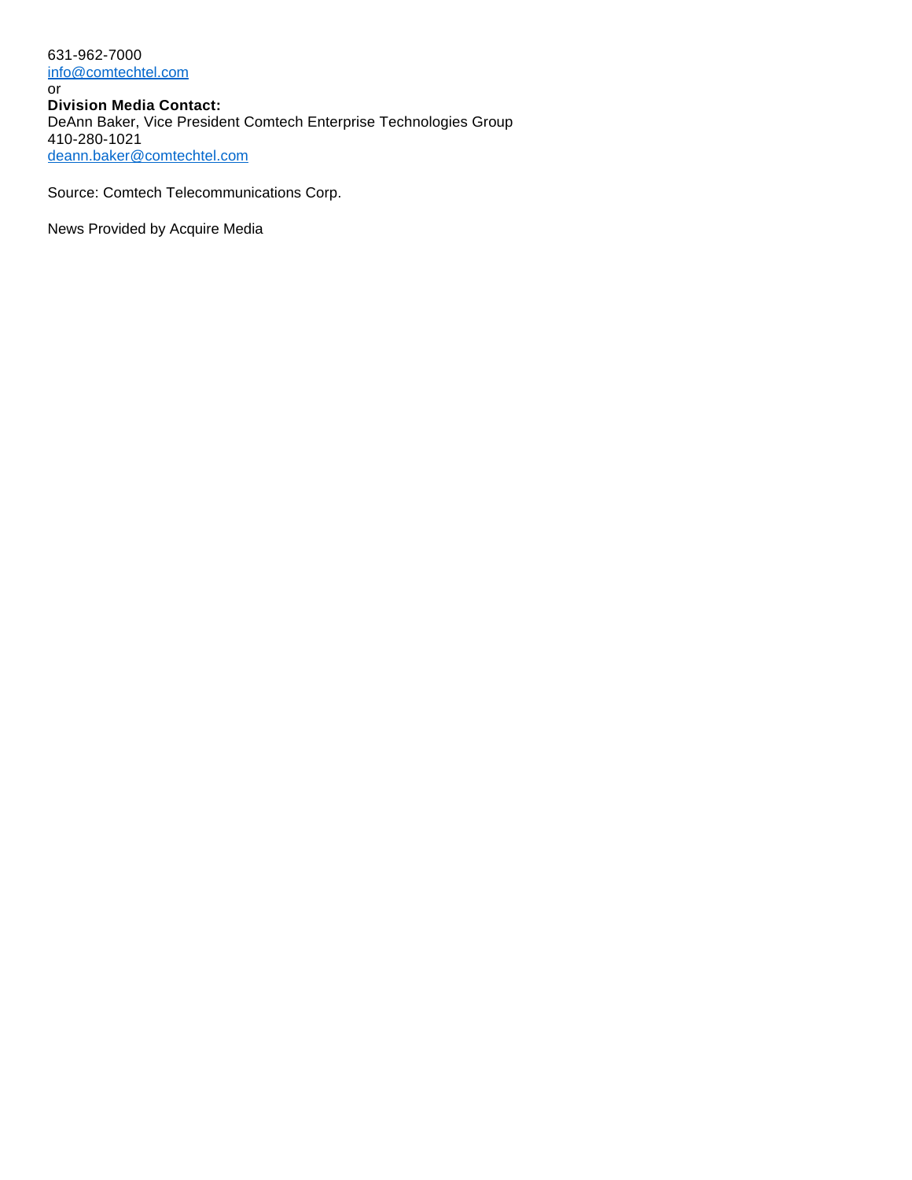631-962-7000
info@comtechtel.com
or
**Division Media Contact:**
DeAnn Baker, Vice President Comtech Enterprise Technologies Group
410-280-1021
deann.baker@comtechtel.com

Source: Comtech Telecommunications Corp.

News Provided by Acquire Media